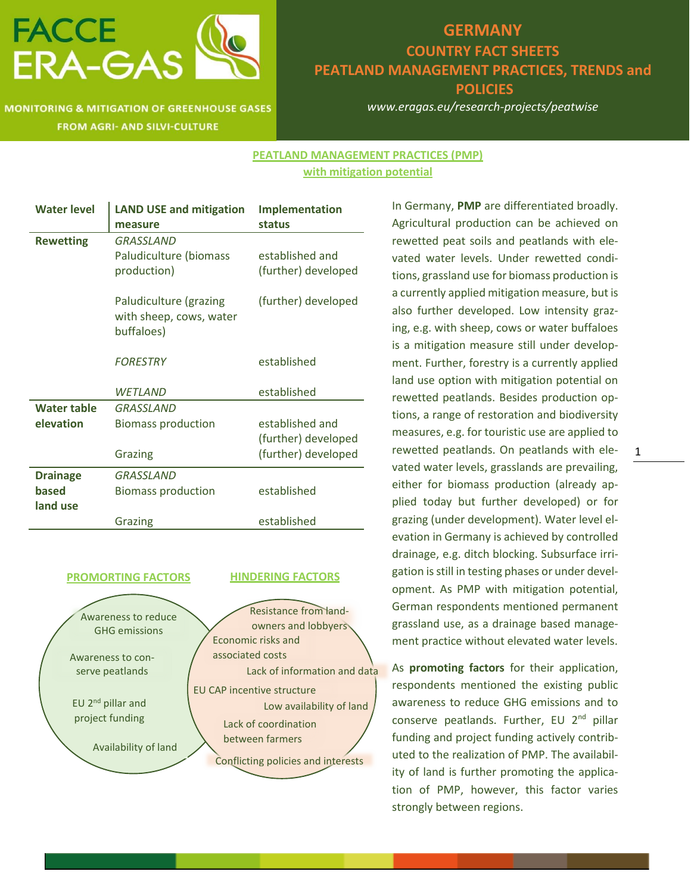# FACCE ERA-GAS

MONITORING & MITIGATION OF GREENHOUSE GASES FROM AGRI- AND SILVI-CULTURE

# GERMANY
## COUNTRY FACT SHEETS
## PEATLAND MANAGEMENT PRACTICES, TRENDS and POLICIES

*www.eragas.eu/research-projects/peatwise*

## PEATLAND MANAGEMENT PRACTICES (PMP) with mitigation potential

| Water level | LAND USE and mitigation measure | Implementation status |
|---|---|---|
| **Rewetting** | *GRASSLAND* | |
| | Paludiculture (biomass production) | established and (further) developed |
| | Paludiculture (grazing with sheep, cows, water buffaloes) | (further) developed |
| | *FORESTRY* | established |
| | *WETLAND* | established |
| **Water table elevation** | *GRASSLAND* | |
| | Biomass production | established and (further) developed |
| | Grazing | (further) developed |
| **Drainage based land use** | *GRASSLAND* | |
| | Biomass production | established |
| | Grazing | established |

In Germany, **PMP** are differentiated broadly. Agricultural production can be achieved on rewetted peat soils and peatlands with elevated water levels. Under rewetted conditions, grassland use for biomass production is a currently applied mitigation measure, but is also further developed. Low intensity grazing, e.g. with sheep, cows or water buffaloes is a mitigation measure still under development. Further, forestry is a currently applied land use option with mitigation potential on rewetted peatlands. Besides production options, a range of restoration and biodiversity measures, e.g. for touristic use are applied to rewetted peatlands. On peatlands with elevated water levels, grasslands are prevailing, either for biomass production (already applied today but further developed) or for grazing (under development). Water level elevation in Germany is achieved by controlled drainage, e.g. ditch blocking. Subsurface irrigation is still in testing phases or under development. As PMP with mitigation potential, German respondents mentioned permanent grassland use, as a drainage based management practice without elevated water levels.

### PROMORTING FACTORS

- Awareness to reduce GHG emissions
- Awareness to conserve peatlands
- EU 2nd pillar and project funding
- Availability of land

### HINDERING FACTORS

- Resistance from landowners and lobbyers
- Economic risks and associated costs
- Lack of information and data
- EU CAP incentive structure
- Low availability of land
- Lack of coordination between farmers
- Conflicting policies and interests

As **promoting factors** for their application, respondents mentioned the existing public awareness to reduce GHG emissions and to conserve peatlands. Further, EU 2nd pillar funding and project funding actively contributed to the realization of PMP. The availability of land is further promoting the application of PMP, however, this factor varies strongly between regions.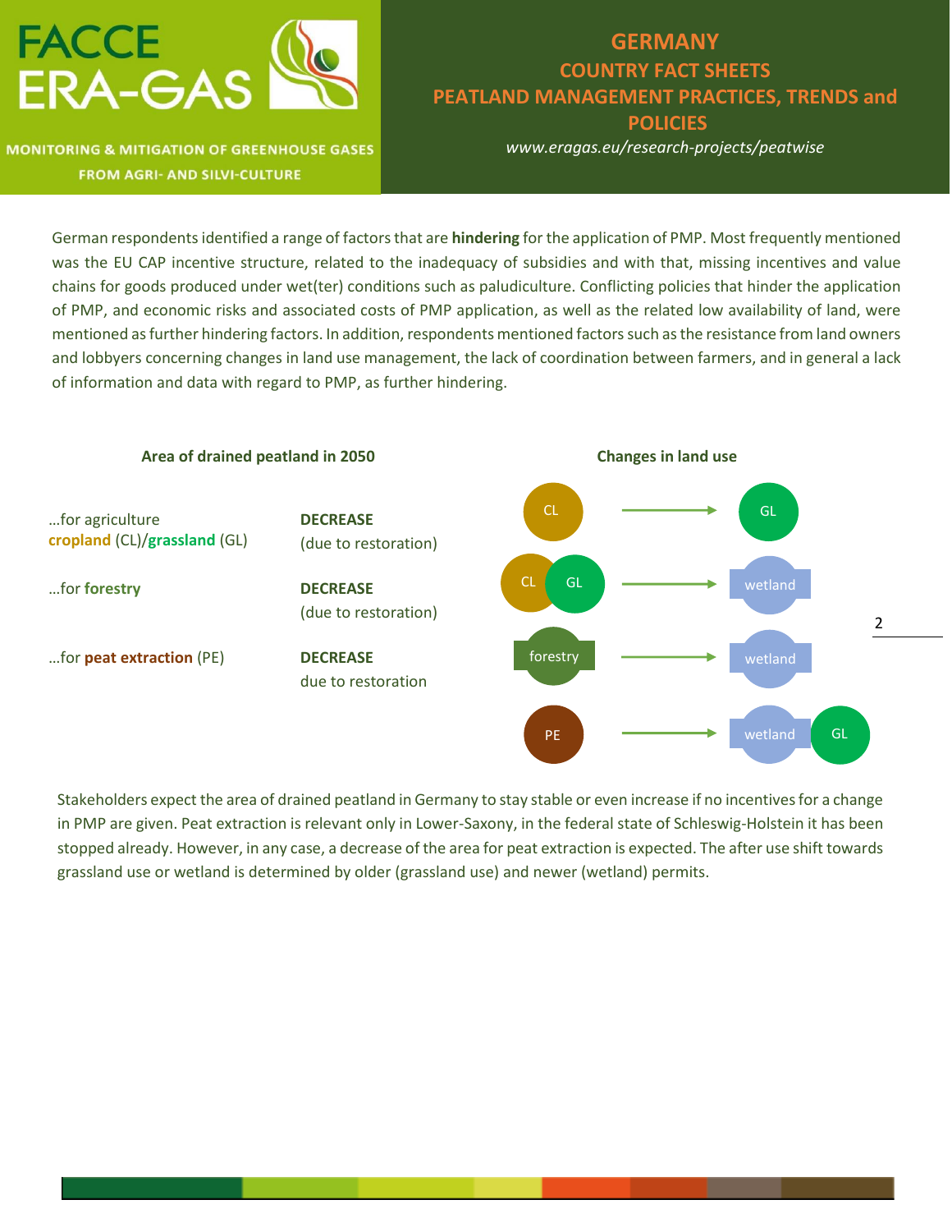German respondents identified a range of factors that are **hindering** for the application of PMP. Most frequently mentioned was the EU CAP incentive structure, related to the inadequacy of subsidies and with that, missing incentives and value chains for goods produced under wet(ter) conditions such as paludiculture. Conflicting policies that hinder the application of PMP, and economic risks and associated costs of PMP application, as well as the related low availability of land, were mentioned as further hindering factors. In addition, respondents mentioned factors such as the resistance from land owners and lobbyers concerning changes in land use management, the lack of coordination between farmers, and in general a lack of information and data with regard to PMP, as further hindering.

**Area of drained peatland in 2050**

| | |
|---|---|
| …for agriculture **cropland** (CL)/**grassland** (GL) | **DECREASE** (due to restoration) |
| …for **forestry** | **DECREASE** (due to restoration) |
| …for **peat extraction** (PE) | **DECREASE** due to restoration |

**Changes in land use**

CL → GL

CL GL → wetland

forestry → wetland

PE → wetland GL

Stakeholders expect the area of drained peatland in Germany to stay stable or even increase if no incentives for a change in PMP are given. Peat extraction is relevant only in Lower-Saxony, in the federal state of Schleswig-Holstein it has been stopped already. However, in any case, a decrease of the area for peat extraction is expected. The after use shift towards grassland use or wetland is determined by older (grassland use) and newer (wetland) permits.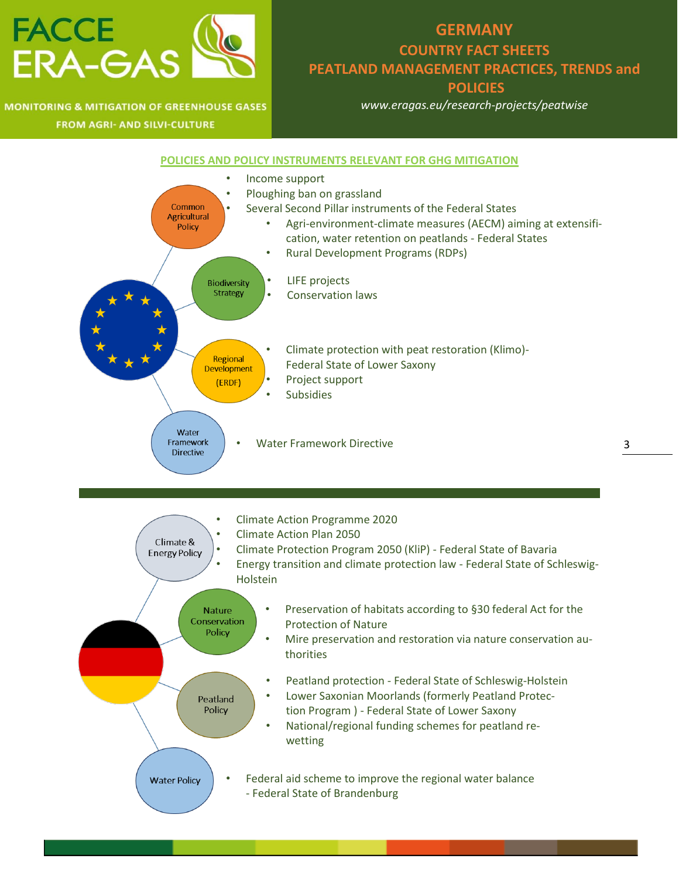# GERMANY

## COUNTRY FACT SHEETS

## PEATLAND MANAGEMENT PRACTICES, TRENDS and POLICIES

*www.eragas.eu/research-projects/peatwise*

FACCE ERA-GAS

MONITORING & MITIGATION OF GREENHOUSE GASES FROM AGRI- AND SILVI-CULTURE

### POLICIES AND POLICY INSTRUMENTS RELEVANT FOR GHG MITIGATION

**Common Agricultural Policy**

- Income support
- Ploughing ban on grassland
- Several Second Pillar instruments of the Federal States
  - Agri-environment-climate measures (AECM) aiming at extensification, water retention on peatlands - Federal States
  - Rural Development Programs (RDPs)

**Biodiversity Strategy**

- LIFE projects
- Conservation laws

**Regional Development (ERDF)**

- Climate protection with peat restoration (Klimo)- Federal State of Lower Saxony
- Project support
- Subsidies

**Water Framework Directive**

- Water Framework Directive

**Climate & Energy Policy**

- Climate Action Programme 2020
- Climate Action Plan 2050
- Climate Protection Program 2050 (KliP) - Federal State of Bavaria
- Energy transition and climate protection law - Federal State of Schleswig-Holstein

**Nature Conservation Policy**

- Preservation of habitats according to §30 federal Act for the Protection of Nature
- Mire preservation and restoration via nature conservation authorities

**Peatland Policy**

- Peatland protection - Federal State of Schleswig-Holstein
- Lower Saxonian Moorlands (formerly Peatland Protection Program ) - Federal State of Lower Saxony
- National/regional funding schemes for peatland rewetting

**Water Policy**

- Federal aid scheme to improve the regional water balance - Federal State of Brandenburg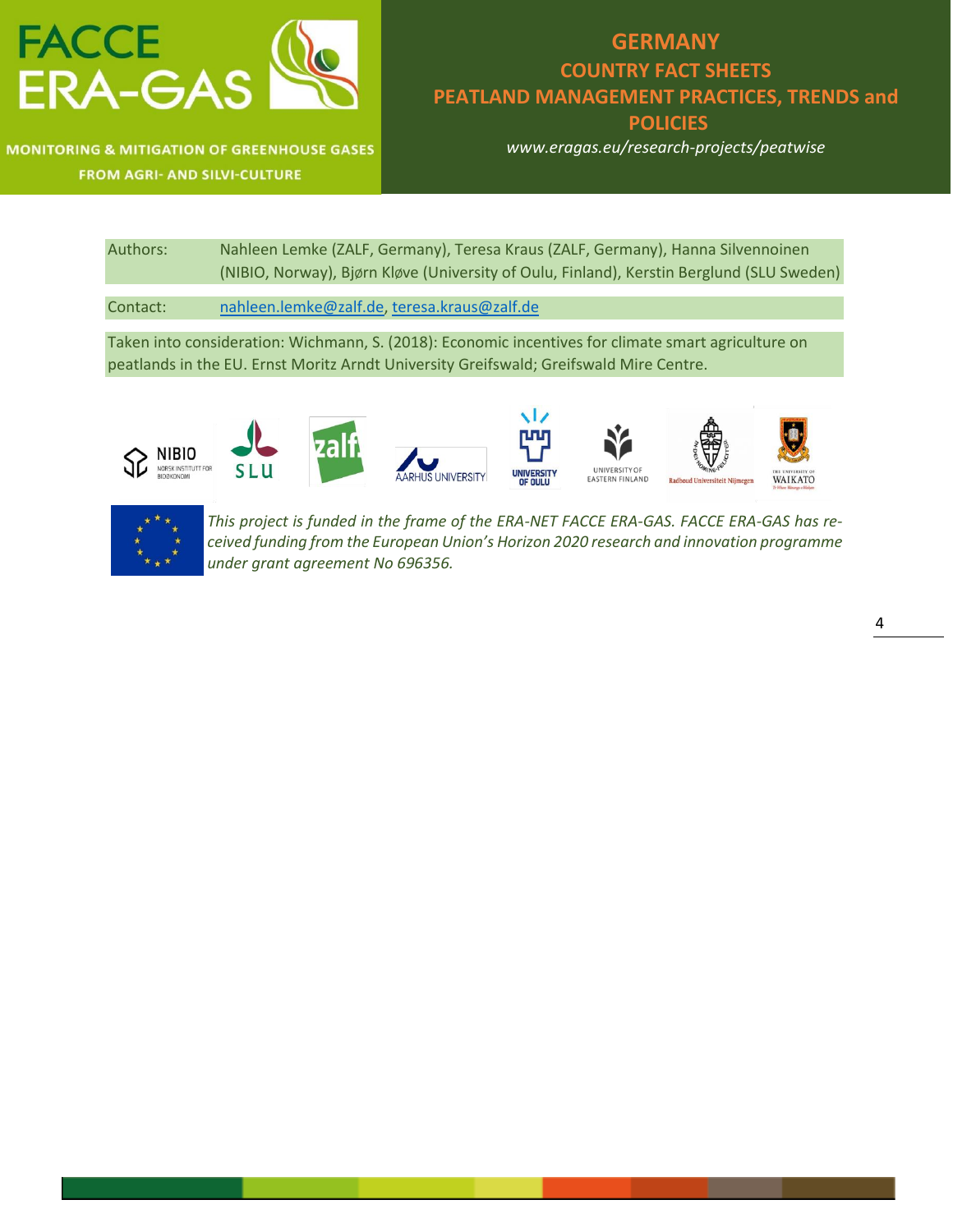FACCE ERA-GAS

MONITORING & MITIGATION OF GREENHOUSE GASES FROM AGRI- AND SILVI-CULTURE

# GERMANY

## COUNTRY FACT SHEETS

## PEATLAND MANAGEMENT PRACTICES, TRENDS and POLICIES

*www.eragas.eu/research-projects/peatwise*

| | |
|---|---|
| Authors: | Nahleen Lemke (ZALF, Germany), Teresa Kraus (ZALF, Germany), Hanna Silvennoinen (NIBIO, Norway), Bjørn Kløve (University of Oulu, Finland), Kerstin Berglund (SLU Sweden) |
| Contact: | nahleen.lemke@zalf.de, teresa.kraus@zalf.de |

Taken into consideration: Wichmann, S. (2018): Economic incentives for climate smart agriculture on peatlands in the EU. Ernst Moritz Arndt University Greifswald; Greifswald Mire Centre.

NIBIO NORSK INSTITUTT FOR BIOØKONOMI · SLU · zalf · AARHUS UNIVERSITY · UNIVERSITY OF OULU · UNIVERSITY OF EASTERN FINLAND · Radboud Universiteit Nijmegen · THE UNIVERSITY OF WAIKATO

*This project is funded in the frame of the ERA-NET FACCE ERA-GAS. FACCE ERA-GAS has received funding from the European Union's Horizon 2020 research and innovation programme under grant agreement No 696356.*